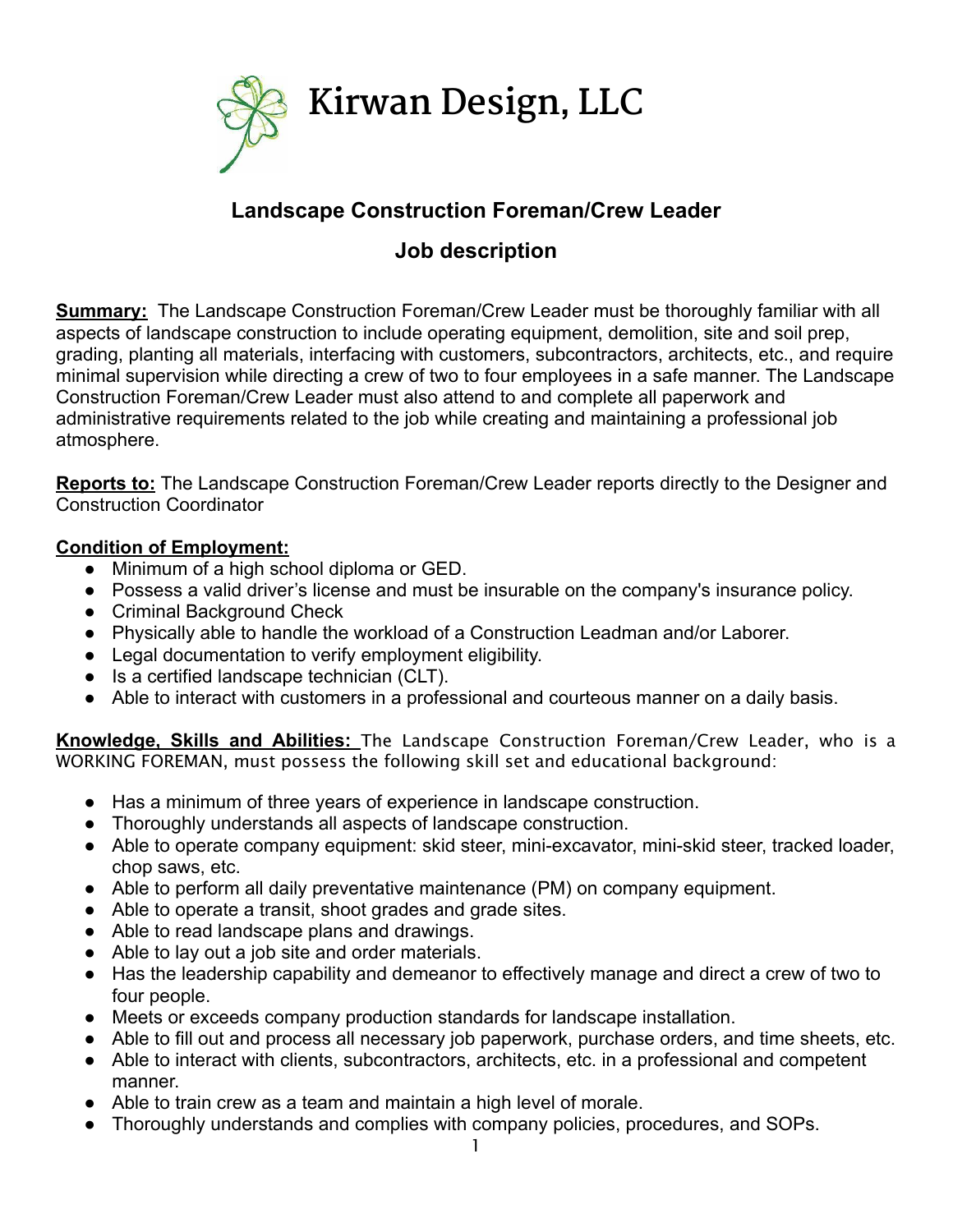# Kirwan Design, LLC

## Landscape Construction Foreman/Crew Leader

## Job description

**Summary:** The Landscape Construction Foreman/Crew Leader must be thoroughly familiar with all aspects of landscape construction to include operating equipment, demolition, site and soil prep, grading, planting all materials, interfacing with customers, subcontractors, architects, etc., and require minimal supervision while directing a crew of two to four employees in a safe manner. The Landscape Construction Foreman/Crew Leader must also attend to and complete all paperwork and administrative requirements related to the job while creating and maintaining a professional job atmosphere.

**Reports to:** The Landscape Construction Foreman/Crew Leader reports directly to the Designer and Construction Coordinator

**Condition of Employment:**

- Minimum of a high school diploma or GED.
- Possess a valid driver's license and must be insurable on the company's insurance policy.
- Criminal Background Check
- Physically able to handle the workload of a Construction Leadman and/or Laborer.
- Legal documentation to verify employment eligibility.
- Is a certified landscape technician (CLT).
- Able to interact with customers in a professional and courteous manner on a daily basis.

**Knowledge, Skills and Abilities:** The Landscape Construction Foreman/Crew Leader, who is a WORKING FOREMAN, must possess the following skill set and educational background:

- Has a minimum of three years of experience in landscape construction.
- Thoroughly understands all aspects of landscape construction.
- Able to operate company equipment: skid steer, mini-excavator, mini-skid steer, tracked loader, chop saws, etc.
- Able to perform all daily preventative maintenance (PM) on company equipment.
- Able to operate a transit, shoot grades and grade sites.
- Able to read landscape plans and drawings.
- Able to lay out a job site and order materials.
- Has the leadership capability and demeanor to effectively manage and direct a crew of two to four people.
- Meets or exceeds company production standards for landscape installation.
- Able to fill out and process all necessary job paperwork, purchase orders, and time sheets, etc.
- Able to interact with clients, subcontractors, architects, etc. in a professional and competent manner.
- Able to train crew as a team and maintain a high level of morale.
- Thoroughly understands and complies with company policies, procedures, and SOPs.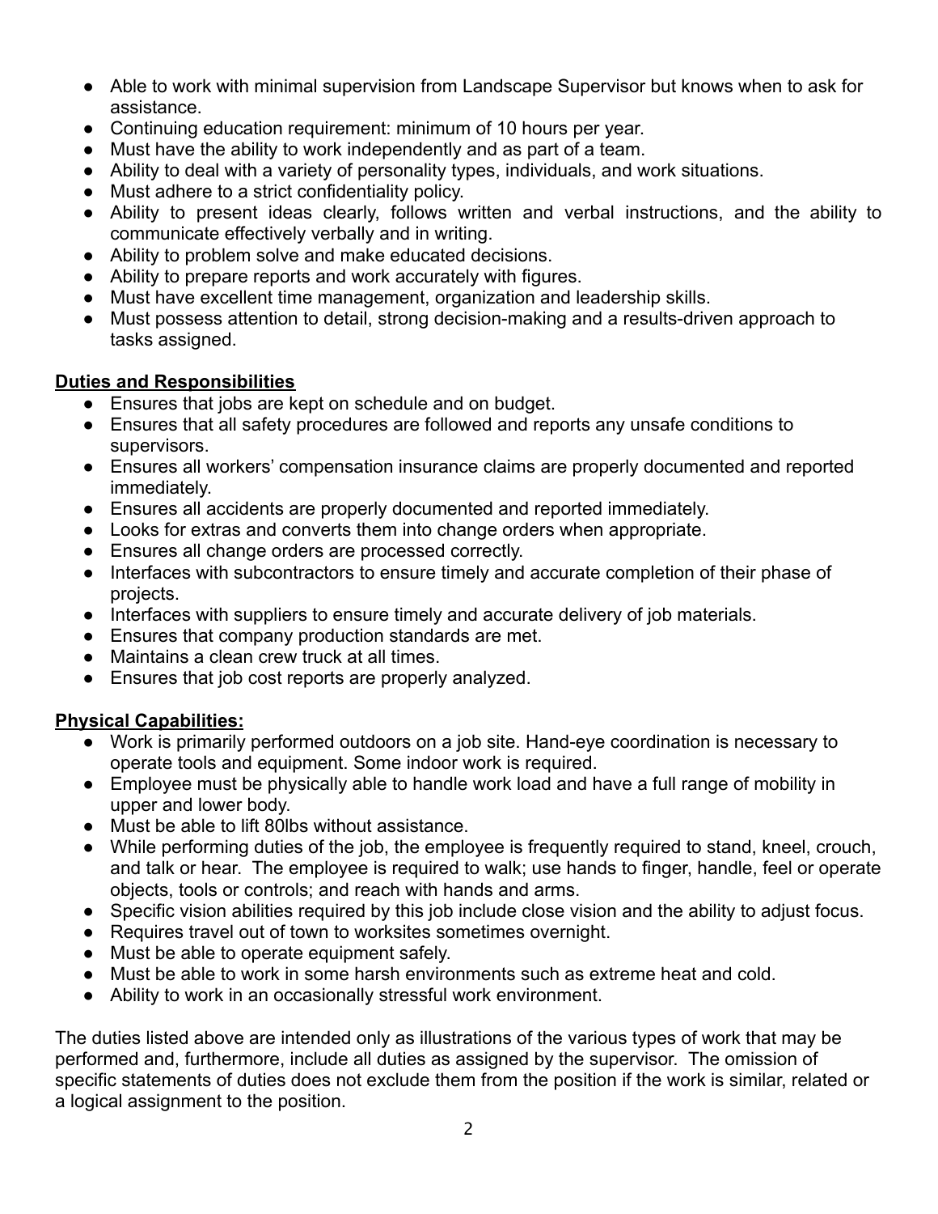- Able to work with minimal supervision from Landscape Supervisor but knows when to ask for assistance.
- Continuing education requirement: minimum of 10 hours per year.
- Must have the ability to work independently and as part of a team.
- Ability to deal with a variety of personality types, individuals, and work situations.
- Must adhere to a strict confidentiality policy.
- Ability to present ideas clearly, follows written and verbal instructions, and the ability to communicate effectively verbally and in writing.
- Ability to problem solve and make educated decisions.
- Ability to prepare reports and work accurately with figures.
- Must have excellent time management, organization and leadership skills.
- Must possess attention to detail, strong decision-making and a results-driven approach to tasks assigned.

**Duties and Responsibilities**

- Ensures that jobs are kept on schedule and on budget.
- Ensures that all safety procedures are followed and reports any unsafe conditions to supervisors.
- Ensures all workers' compensation insurance claims are properly documented and reported immediately.
- Ensures all accidents are properly documented and reported immediately.
- Looks for extras and converts them into change orders when appropriate.
- Ensures all change orders are processed correctly.
- Interfaces with subcontractors to ensure timely and accurate completion of their phase of projects.
- Interfaces with suppliers to ensure timely and accurate delivery of job materials.
- Ensures that company production standards are met.
- Maintains a clean crew truck at all times.
- Ensures that job cost reports are properly analyzed.

**Physical Capabilities:**

- Work is primarily performed outdoors on a job site. Hand-eye coordination is necessary to operate tools and equipment. Some indoor work is required.
- Employee must be physically able to handle work load and have a full range of mobility in upper and lower body.
- Must be able to lift 80lbs without assistance.
- While performing duties of the job, the employee is frequently required to stand, kneel, crouch, and talk or hear. The employee is required to walk; use hands to finger, handle, feel or operate objects, tools or controls; and reach with hands and arms.
- Specific vision abilities required by this job include close vision and the ability to adjust focus.
- Requires travel out of town to worksites sometimes overnight.
- Must be able to operate equipment safely.
- Must be able to work in some harsh environments such as extreme heat and cold.
- Ability to work in an occasionally stressful work environment.

The duties listed above are intended only as illustrations of the various types of work that may be performed and, furthermore, include all duties as assigned by the supervisor. The omission of specific statements of duties does not exclude them from the position if the work is similar, related or a logical assignment to the position.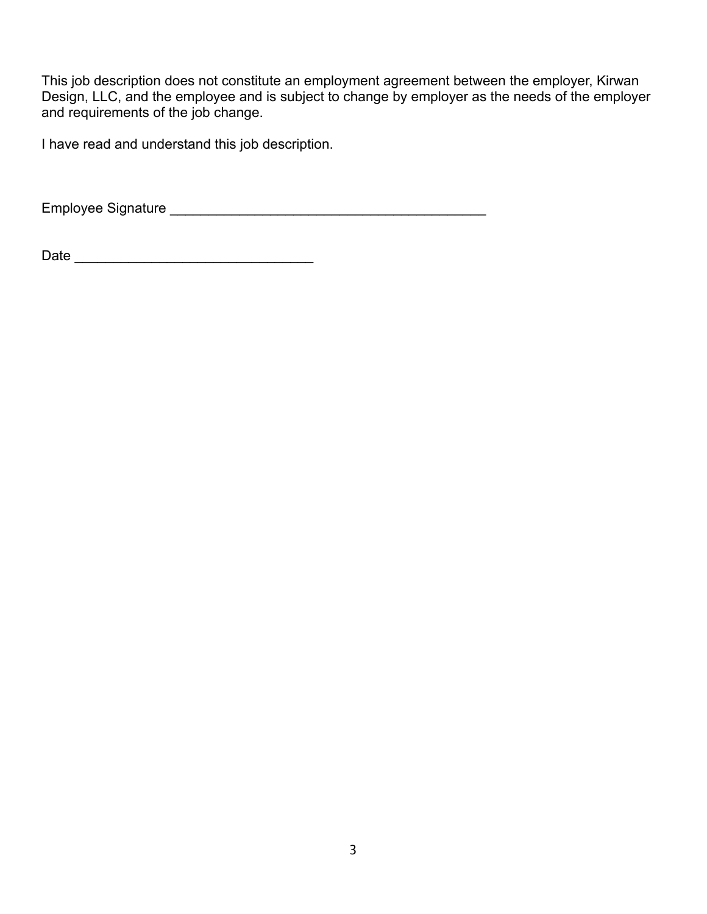This job description does not constitute an employment agreement between the employer, Kirwan Design, LLC, and the employee and is subject to change by employer as the needs of the employer and requirements of the job change.

I have read and understand this job description.

Employee Signature ________________________________________

Date ______________________________